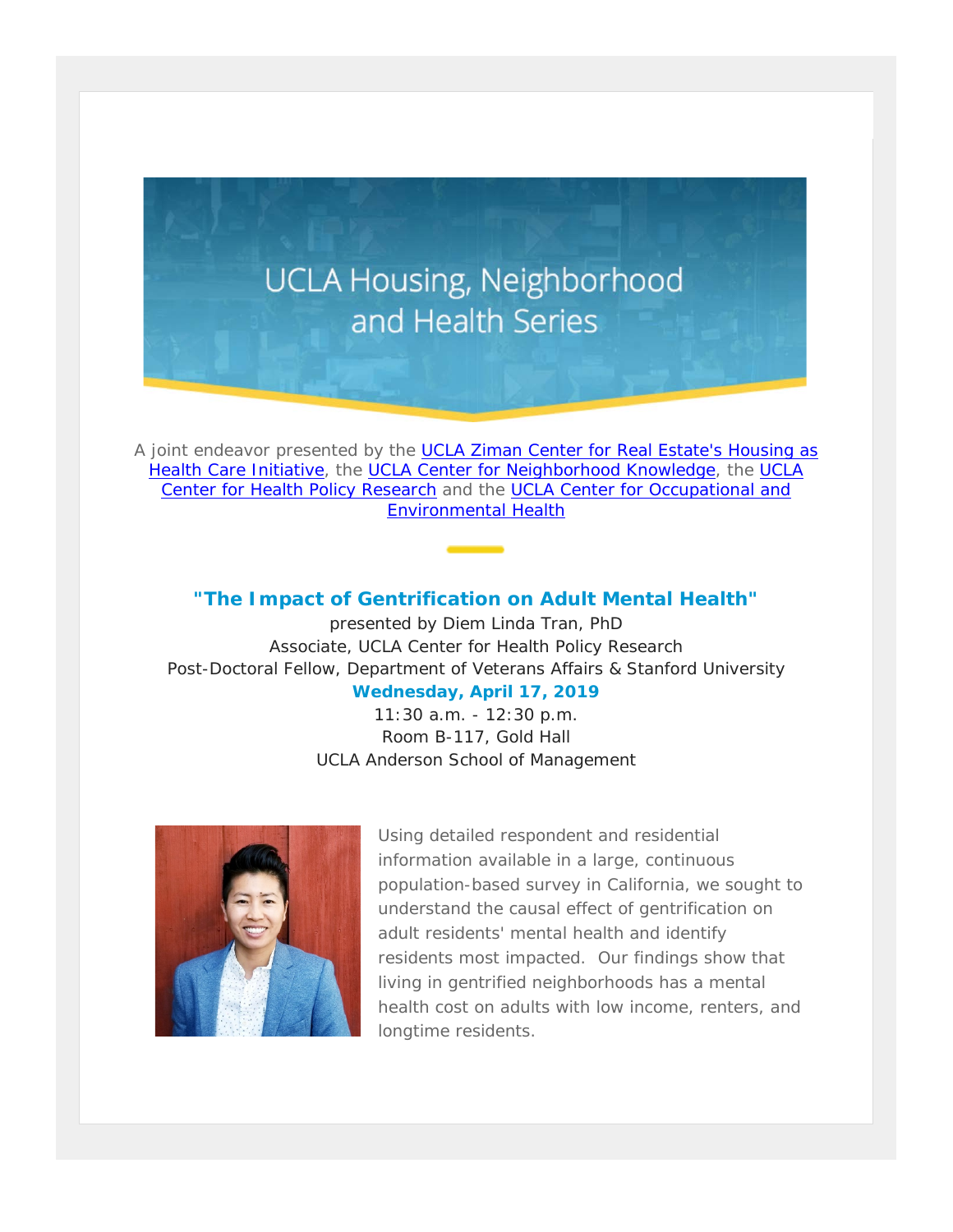# UCLA Housing, Neighborhood and Health Series

A joint endeavor presented by the UCLA Ziman Center for Real Estate's Housing as Health Care Initiative, the UCLA Center for Neighborhood Knowledge, the UCLA Center for Health Policy Research and the UCLA Center for Occupational and Environmental Health

## "The Impact of Gentrification on Adult Mental Health"

presented by Diem Linda Tran, PhD
Associate, UCLA Center for Health Policy Research
Post-Doctoral Fellow, Department of Veterans Affairs & Stanford University

**Wednesday, April 17, 2019**
11:30 a.m. - 12:30 p.m.
Room B-117, Gold Hall
UCLA Anderson School of Management

Using detailed respondent and residential information available in a large, continuous population-based survey in California, we sought to understand the causal effect of gentrification on adult residents' mental health and identify residents most impacted. Our findings show that living in gentrified neighborhoods has a mental health cost on adults with low income, renters, and longtime residents.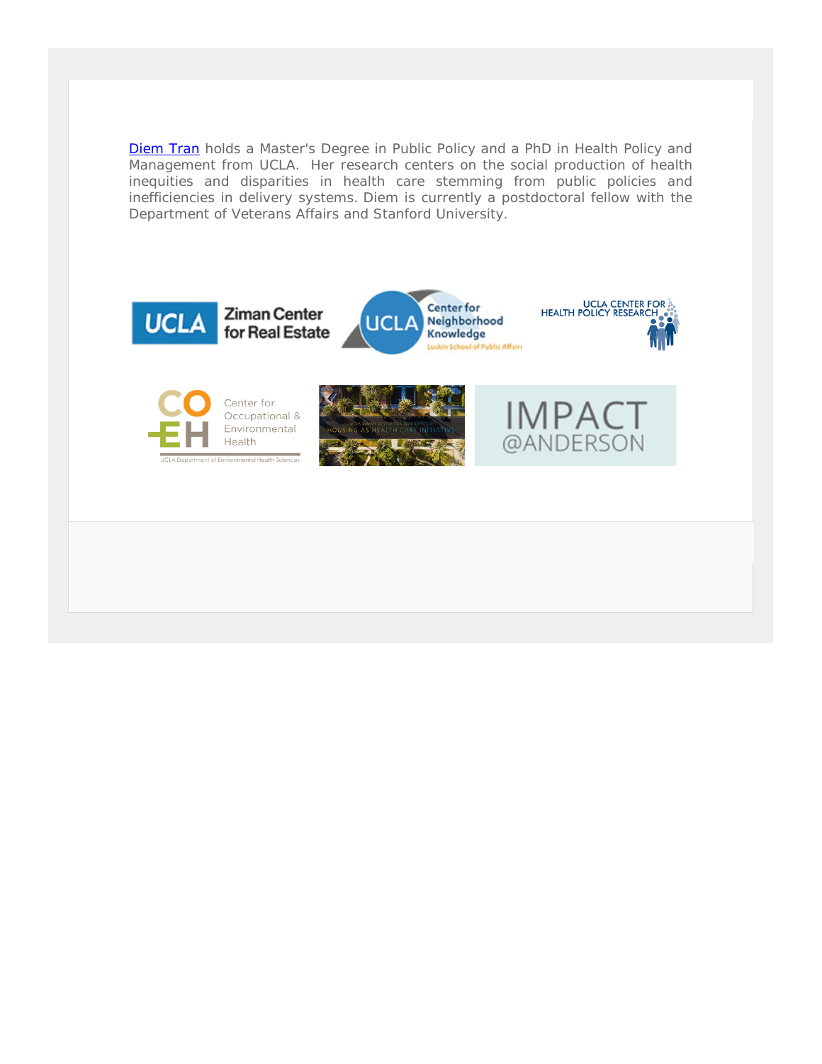Diem Tran holds a Master's Degree in Public Policy and a PhD in Health Policy and Management from UCLA. Her research centers on the social production of health inequities and disparities in health care stemming from public policies and inefficiencies in delivery systems. Diem is currently a postdoctoral fellow with the Department of Veterans Affairs and Stanford University.